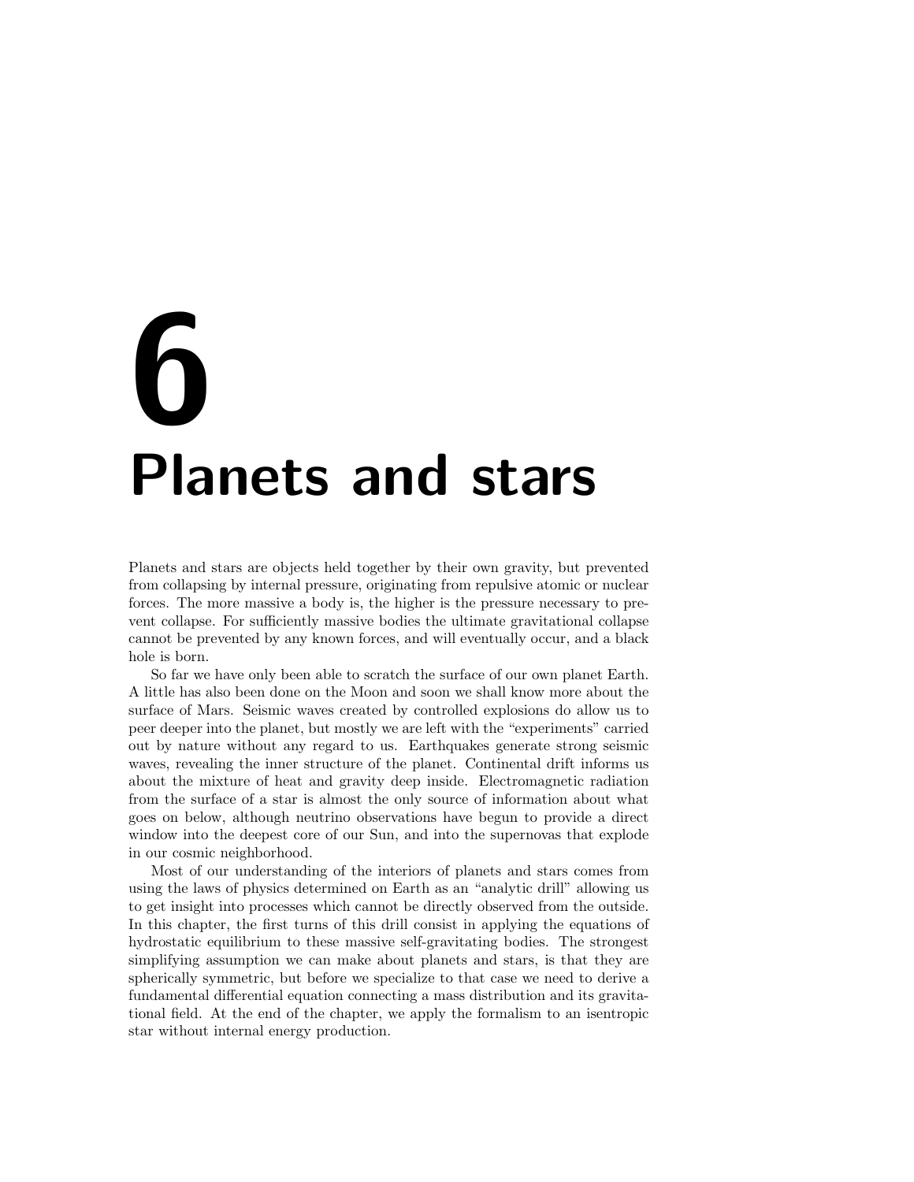# 6

# Planets and stars

Planets and stars are objects held together by their own gravity, but prevented from collapsing by internal pressure, originating from repulsive atomic or nuclear forces. The more massive a body is, the higher is the pressure necessary to prevent collapse. For sufficiently massive bodies the ultimate gravitational collapse cannot be prevented by any known forces, and will eventually occur, and a black hole is born.

So far we have only been able to scratch the surface of our own planet Earth. A little has also been done on the Moon and soon we shall know more about the surface of Mars. Seismic waves created by controlled explosions do allow us to peer deeper into the planet, but mostly we are left with the "experiments" carried out by nature without any regard to us. Earthquakes generate strong seismic waves, revealing the inner structure of the planet. Continental drift informs us about the mixture of heat and gravity deep inside. Electromagnetic radiation from the surface of a star is almost the only source of information about what goes on below, although neutrino observations have begun to provide a direct window into the deepest core of our Sun, and into the supernovas that explode in our cosmic neighborhood.

Most of our understanding of the interiors of planets and stars comes from using the laws of physics determined on Earth as an "analytic drill" allowing us to get insight into processes which cannot be directly observed from the outside. In this chapter, the first turns of this drill consist in applying the equations of hydrostatic equilibrium to these massive self-gravitating bodies. The strongest simplifying assumption we can make about planets and stars, is that they are spherically symmetric, but before we specialize to that case we need to derive a fundamental differential equation connecting a mass distribution and its gravitational field. At the end of the chapter, we apply the formalism to an isentropic star without internal energy production.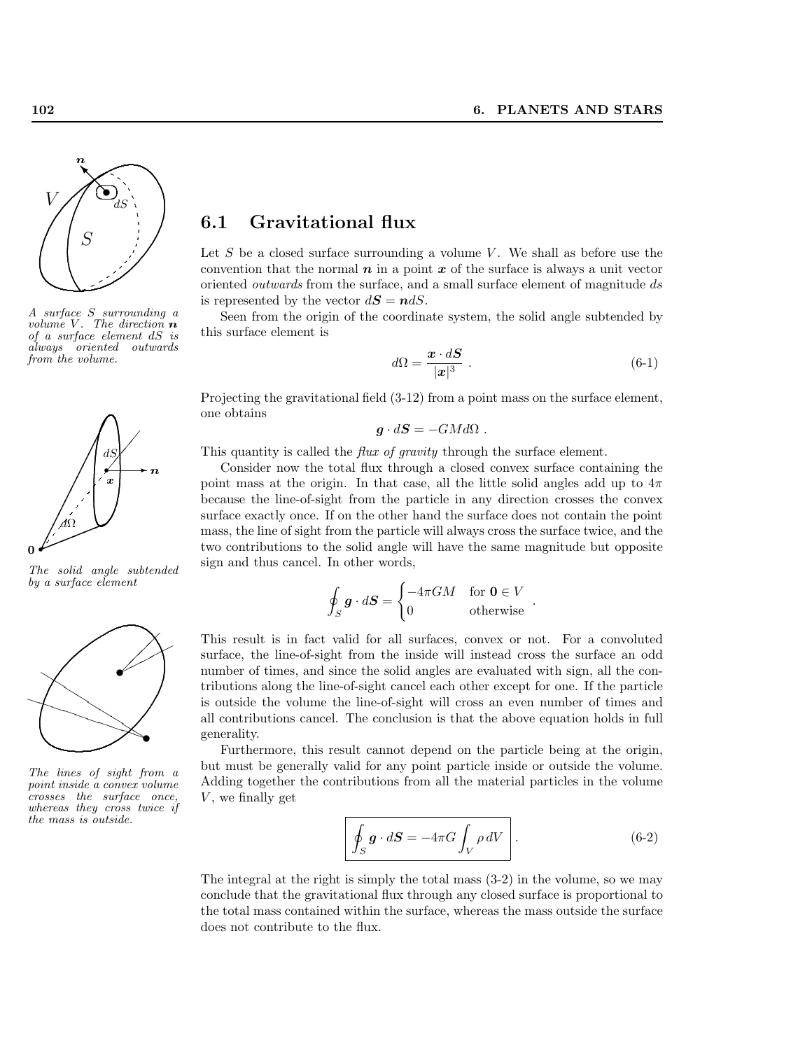A surface $S$ surrounding a volume $V$. The direction $\boldsymbol{n}$ of a surface element $dS$ is always oriented outwards from the volume.

## 6.1 Gravitational flux

Let $S$ be a closed surface surrounding a volume $V$. We shall as before use the convention that the normal $\boldsymbol{n}$ in a point $\boldsymbol{x}$ of the surface is always a unit vector oriented *outwards* from the surface, and a small surface element of magnitude $ds$ is represented by the vector $d\boldsymbol{S} = \boldsymbol{n}dS$.

Seen from the origin of the coordinate system, the solid angle subtended by this surface element is

$$d\Omega = \frac{\boldsymbol{x} \cdot d\boldsymbol{S}}{|\boldsymbol{x}|^3} \ . \tag{6-1}$$

The solid angle subtended by a surface element

Projecting the gravitational field (3-12) from a point mass on the surface element, one obtains

$$\boldsymbol{g} \cdot d\boldsymbol{S} = -GM d\Omega \ .$$

This quantity is called the *flux of gravity* through the surface element.

Consider now the total flux through a closed convex surface containing the point mass at the origin. In that case, all the little solid angles add up to $4\pi$ because the line-of-sight from the particle in any direction crosses the convex surface exactly once. If on the other hand the surface does not contain the point mass, the line of sight from the particle will always cross the surface twice, and the two contributions to the solid angle will have the same magnitude but opposite sign and thus cancel. In other words,

$$\oint_S \boldsymbol{g} \cdot d\boldsymbol{S} = \begin{cases} -4\pi GM & \text{for } \boldsymbol{0} \in V \\ 0 & \text{otherwise} \end{cases} \ .$$

This result is in fact valid for all surfaces, convex or not. For a convoluted surface, the line-of-sight from the inside will instead cross the surface an odd number of times, and since the solid angles are evaluated with sign, all the contributions along the line-of-sight cancel each other except for one. If the particle is outside the volume the line-of-sight will cross an even number of times and all contributions cancel. The conclusion is that the above equation holds in full generality.

The lines of sight from a point inside a convex volume crosses the surface once, whereas they cross twice if the mass is outside.

Furthermore, this result cannot depend on the particle being at the origin, but must be generally valid for any point particle inside or outside the volume. Adding together the contributions from all the material particles in the volume $V$, we finally get

$$\boxed{\oint_S \boldsymbol{g} \cdot d\boldsymbol{S} = -4\pi G \int_V \rho \, dV} \ . \tag{6-2}$$

The integral at the right is simply the total mass (3-2) in the volume, so we may conclude that the gravitational flux through any closed surface is proportional to the total mass contained within the surface, whereas the mass outside the surface does not contribute to the flux.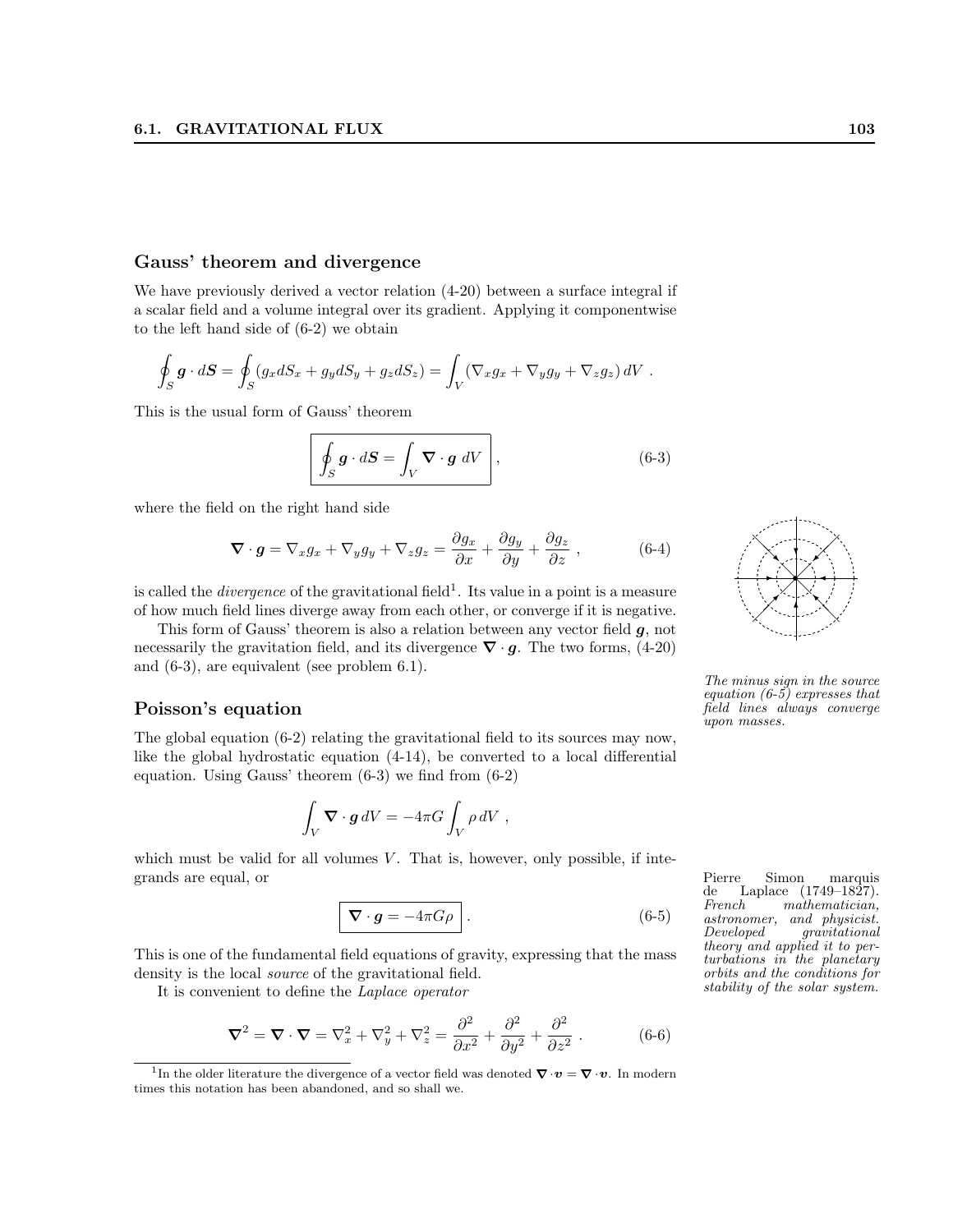## Gauss' theorem and divergence

We have previously derived a vector relation (4-20) between a surface integral if a scalar field and a volume integral over its gradient. Applying it componentwise to the left hand side of (6-2) we obtain

$$\oint_S \boldsymbol{g} \cdot d\boldsymbol{S} = \oint_S (g_x dS_x + g_y dS_y + g_z dS_z) = \int_V (\nabla_x g_x + \nabla_y g_y + \nabla_z g_z)\, dV \ .$$

This is the usual form of Gauss' theorem

$$\boxed{\oint_S \boldsymbol{g} \cdot d\boldsymbol{S} = \int_V \boldsymbol{\nabla} \cdot \boldsymbol{g} \ dV} \ , \tag{6-3}$$

where the field on the right hand side

$$\boldsymbol{\nabla} \cdot \boldsymbol{g} = \nabla_x g_x + \nabla_y g_y + \nabla_z g_z = \frac{\partial g_x}{\partial x} + \frac{\partial g_y}{\partial y} + \frac{\partial g_z}{\partial z} \ , \tag{6-4}$$

is called the *divergence* of the gravitational field[1]. Its value in a point is a measure of how much field lines diverge away from each other, or converge if it is negative.

This form of Gauss' theorem is also a relation between any vector field $\boldsymbol{g}$, not necessarily the gravitation field, and its divergence $\boldsymbol{\nabla} \cdot \boldsymbol{g}$. The two forms, (4-20) and (6-3), are equivalent (see problem 6.1).

*The minus sign in the source equation (6-5) expresses that field lines always converge upon masses.*

## Poisson's equation

The global equation (6-2) relating the gravitational field to its sources may now, like the global hydrostatic equation (4-14), be converted to a local differential equation. Using Gauss' theorem (6-3) we find from (6-2)

$$\int_V \boldsymbol{\nabla} \cdot \boldsymbol{g} \, dV = -4\pi G \int_V \rho \, dV \ ,$$

which must be valid for all volumes $V$. That is, however, only possible, if integrands are equal, or

$$\boxed{\boldsymbol{\nabla} \cdot \boldsymbol{g} = -4\pi G \rho} \ . \tag{6-5}$$

This is one of the fundamental field equations of gravity, expressing that the mass density is the local *source* of the gravitational field.

Pierre Simon marquis de Laplace (1749–1827). *French mathematician, astronomer, and physicist. Developed gravitational theory and applied it to perturbations in the planetary orbits and the conditions for stability of the solar system.*

It is convenient to define the *Laplace operator*

$$\boldsymbol{\nabla}^2 = \boldsymbol{\nabla} \cdot \boldsymbol{\nabla} = \nabla_x^2 + \nabla_y^2 + \nabla_z^2 = \frac{\partial^2}{\partial x^2} + \frac{\partial^2}{\partial y^2} + \frac{\partial^2}{\partial z^2} \ . \tag{6-6}$$

[1] In the older literature the divergence of a vector field was denoted $\boldsymbol{\nabla} \cdot \boldsymbol{v} = \boldsymbol{\nabla} \cdot \boldsymbol{v}$. In modern times this notation has been abandoned, and so shall we.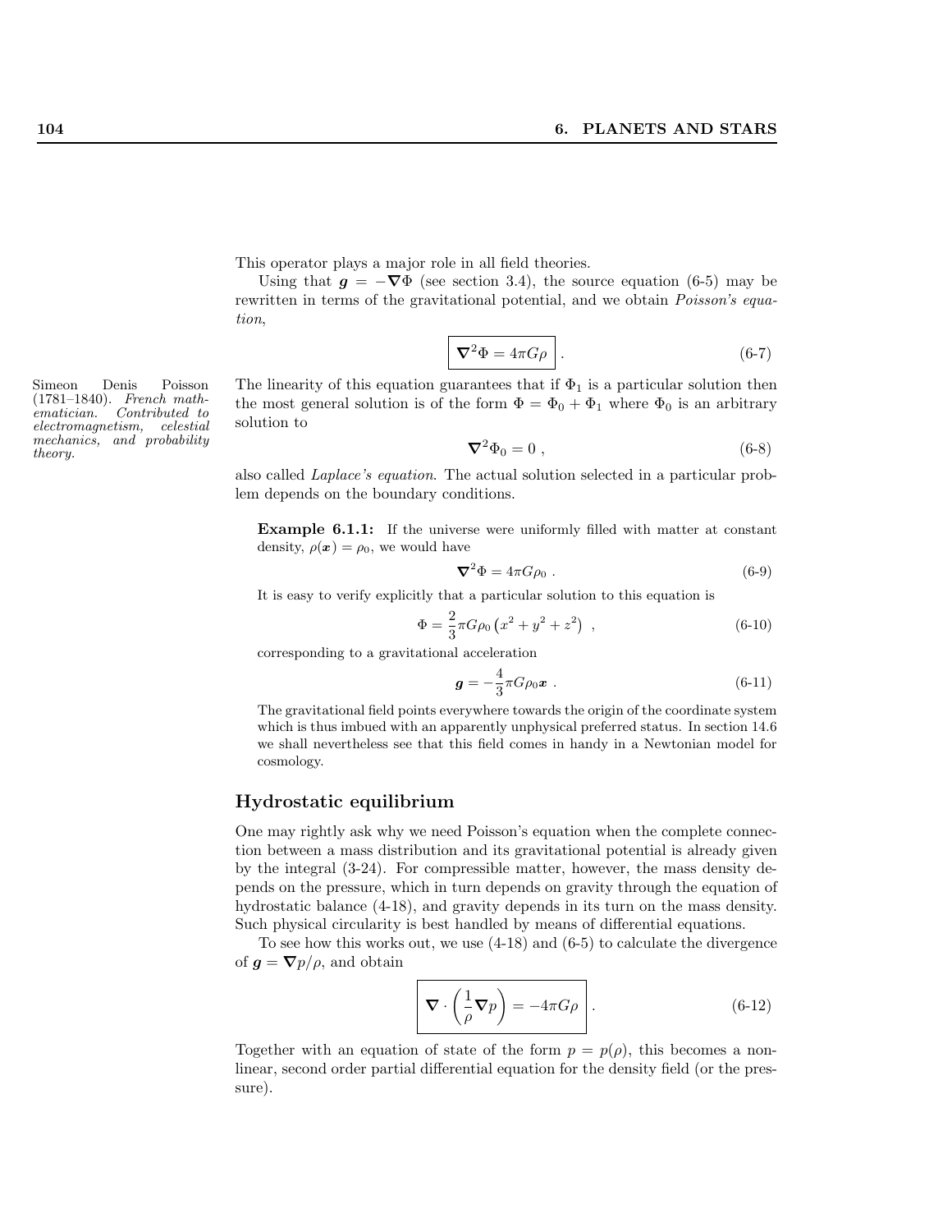This operator plays a major role in all field theories.

Using that $\boldsymbol{g} = -\boldsymbol{\nabla}\Phi$ (see section 3.4), the source equation (6-5) may be rewritten in terms of the gravitational potential, and we obtain *Poisson's equation*,

$$\boxed{\boldsymbol{\nabla}^2\Phi = 4\pi G\rho} \;. \tag{6-7}$$

Simeon Denis Poisson (1781–1840). *French mathematician. Contributed to electromagnetism, celestial mechanics, and probability theory.*

The linearity of this equation guarantees that if $\Phi_1$ is a particular solution then the most general solution is of the form $\Phi = \Phi_0 + \Phi_1$ where $\Phi_0$ is an arbitrary solution to

$$\boldsymbol{\nabla}^2\Phi_0 = 0 \;, \tag{6-8}$$

also called *Laplace's equation*. The actual solution selected in a particular problem depends on the boundary conditions.

> **Example 6.1.1:** If the universe were uniformly filled with matter at constant density, $\rho(\boldsymbol{x}) = \rho_0$, we would have
>
> $$\boldsymbol{\nabla}^2\Phi = 4\pi G\rho_0 \;. \tag{6-9}$$
>
> It is easy to verify explicitly that a particular solution to this equation is
>
> $$\Phi = \frac{2}{3}\pi G\rho_0 \left(x^2 + y^2 + z^2\right) \;, \tag{6-10}$$
>
> corresponding to a gravitational acceleration
>
> $$\boldsymbol{g} = -\frac{4}{3}\pi G\rho_0\boldsymbol{x} \;. \tag{6-11}$$
>
> The gravitational field points everywhere towards the origin of the coordinate system which is thus imbued with an apparently unphysical preferred status. In section 14.6 we shall nevertheless see that this field comes in handy in a Newtonian model for cosmology.

## Hydrostatic equilibrium

One may rightly ask why we need Poisson's equation when the complete connection between a mass distribution and its gravitational potential is already given by the integral (3-24). For compressible matter, however, the mass density depends on the pressure, which in turn depends on gravity through the equation of hydrostatic balance (4-18), and gravity depends in its turn on the mass density. Such physical circularity is best handled by means of differential equations.

To see how this works out, we use (4-18) and (6-5) to calculate the divergence of $\boldsymbol{g} = \boldsymbol{\nabla}p/\rho$, and obtain

$$\boxed{\boldsymbol{\nabla}\cdot\left(\frac{1}{\rho}\boldsymbol{\nabla}p\right) = -4\pi G\rho} \;. \tag{6-12}$$

Together with an equation of state of the form $p = p(\rho)$, this becomes a nonlinear, second order partial differential equation for the density field (or the pressure).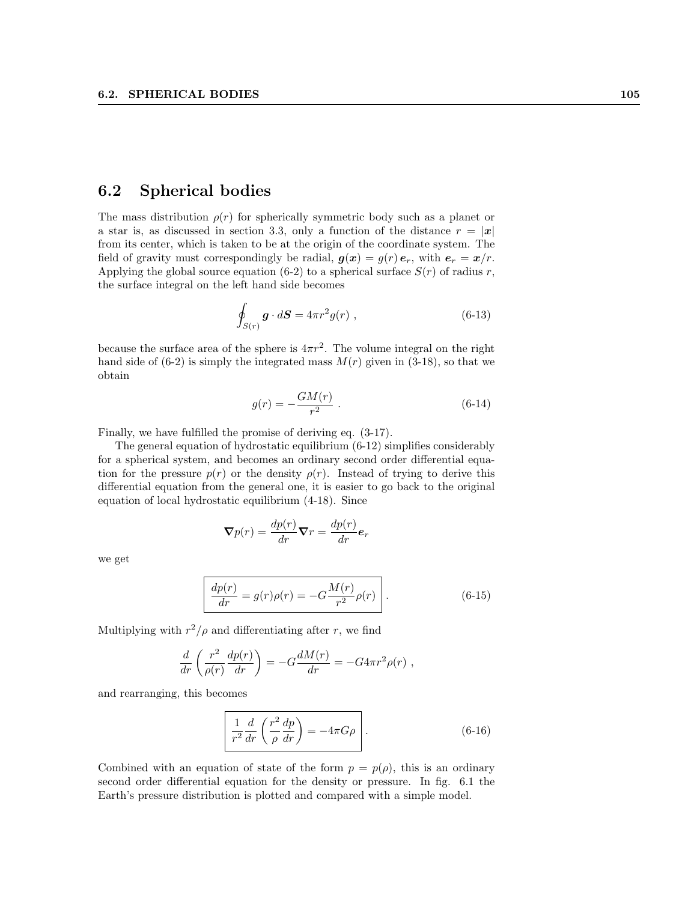## 6.2 Spherical bodies

The mass distribution $\rho(r)$ for spherically symmetric body such as a planet or a star is, as discussed in section 3.3, only a function of the distance $r = |\boldsymbol{x}|$ from its center, which is taken to be at the origin of the coordinate system. The field of gravity must correspondingly be radial, $\boldsymbol{g}(\boldsymbol{x}) = g(r)\,\boldsymbol{e}_r$, with $\boldsymbol{e}_r = \boldsymbol{x}/r$. Applying the global source equation (6-2) to a spherical surface $S(r)$ of radius $r$, the surface integral on the left hand side becomes

$$\oint_{S(r)} \boldsymbol{g} \cdot d\boldsymbol{S} = 4\pi r^2 g(r) \,, \tag{6-13}$$

because the surface area of the sphere is $4\pi r^2$. The volume integral on the right hand side of (6-2) is simply the integrated mass $M(r)$ given in (3-18), so that we obtain

$$g(r) = -\frac{GM(r)}{r^2} \,. \tag{6-14}$$

Finally, we have fulfilled the promise of deriving eq. (3-17).

The general equation of hydrostatic equilibrium (6-12) simplifies considerably for a spherical system, and becomes an ordinary second order differential equation for the pressure $p(r)$ or the density $\rho(r)$. Instead of trying to derive this differential equation from the general one, it is easier to go back to the original equation of local hydrostatic equilibrium (4-18). Since

$$\boldsymbol{\nabla} p(r) = \frac{dp(r)}{dr}\boldsymbol{\nabla} r = \frac{dp(r)}{dr}\boldsymbol{e}_r$$

we get

$$\boxed{\frac{dp(r)}{dr} = g(r)\rho(r) = -G\frac{M(r)}{r^2}\rho(r)} \,. \tag{6-15}$$

Multiplying with $r^2/\rho$ and differentiating after $r$, we find

$$\frac{d}{dr}\left(\frac{r^2}{\rho(r)}\frac{dp(r)}{dr}\right) = -G\frac{dM(r)}{dr} = -G4\pi r^2\rho(r) \,,$$

and rearranging, this becomes

$$\boxed{\frac{1}{r^2}\frac{d}{dr}\left(\frac{r^2}{\rho}\frac{dp}{dr}\right) = -4\pi G\rho} \,. \tag{6-16}$$

Combined with an equation of state of the form $p = p(\rho)$, this is an ordinary second order differential equation for the density or pressure. In fig. 6.1 the Earth's pressure distribution is plotted and compared with a simple model.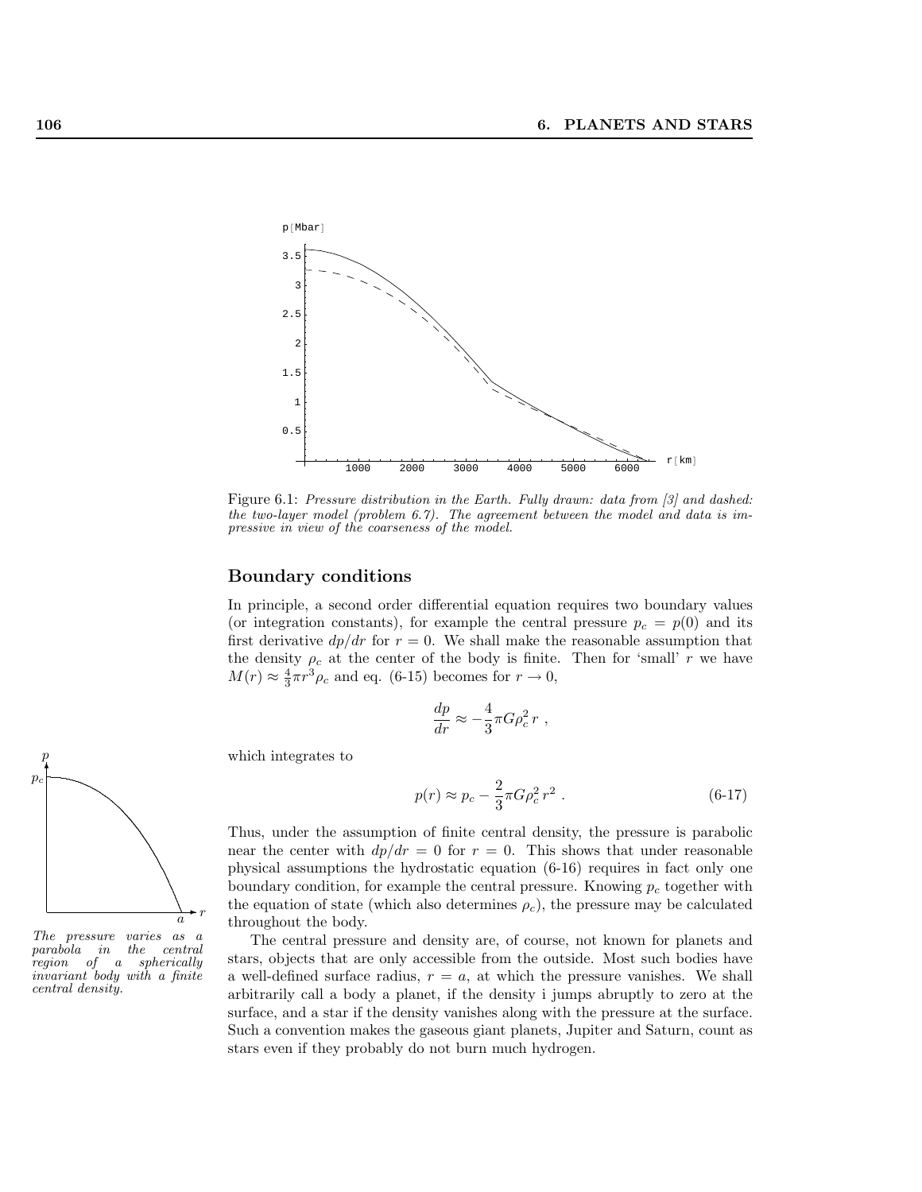Figure 6.1: *Pressure distribution in the Earth. Fully drawn: data from [3] and dashed: the two-layer model (problem 6.7). The agreement between the model and data is impressive in view of the coarseness of the model.*

## Boundary conditions

In principle, a second order differential equation requires two boundary values (or integration constants), for example the central pressure $p_c = p(0)$ and its first derivative $dp/dr$ for $r = 0$. We shall make the reasonable assumption that the density $\rho_c$ at the center of the body is finite. Then for 'small' $r$ we have $M(r) \approx \frac{4}{3}\pi r^3 \rho_c$ and eq. (6-15) becomes for $r \to 0$,

$$\frac{dp}{dr} \approx -\frac{4}{3}\pi G \rho_c^2 \, r \ ,$$

which integrates to

$$p(r) \approx p_c - \frac{2}{3}\pi G \rho_c^2 \, r^2 \ . \tag{6-17}$$

Thus, under the assumption of finite central density, the pressure is parabolic near the center with $dp/dr = 0$ for $r = 0$. This shows that under reasonable physical assumptions the hydrostatic equation (6-16) requires in fact only one boundary condition, for example the central pressure. Knowing $p_c$ together with the equation of state (which also determines $\rho_c$), the pressure may be calculated throughout the body.

*The pressure varies as a parabola in the central region of a spherically invariant body with a finite central density.*

The central pressure and density are, of course, not known for planets and stars, objects that are only accessible from the outside. Most such bodies have a well-defined surface radius, $r = a$, at which the pressure vanishes. We shall arbitrarily call a body a planet, if the density i jumps abruptly to zero at the surface, and a star if the density vanishes along with the pressure at the surface. Such a convention makes the gaseous giant planets, Jupiter and Saturn, count as stars even if they probably do not burn much hydrogen.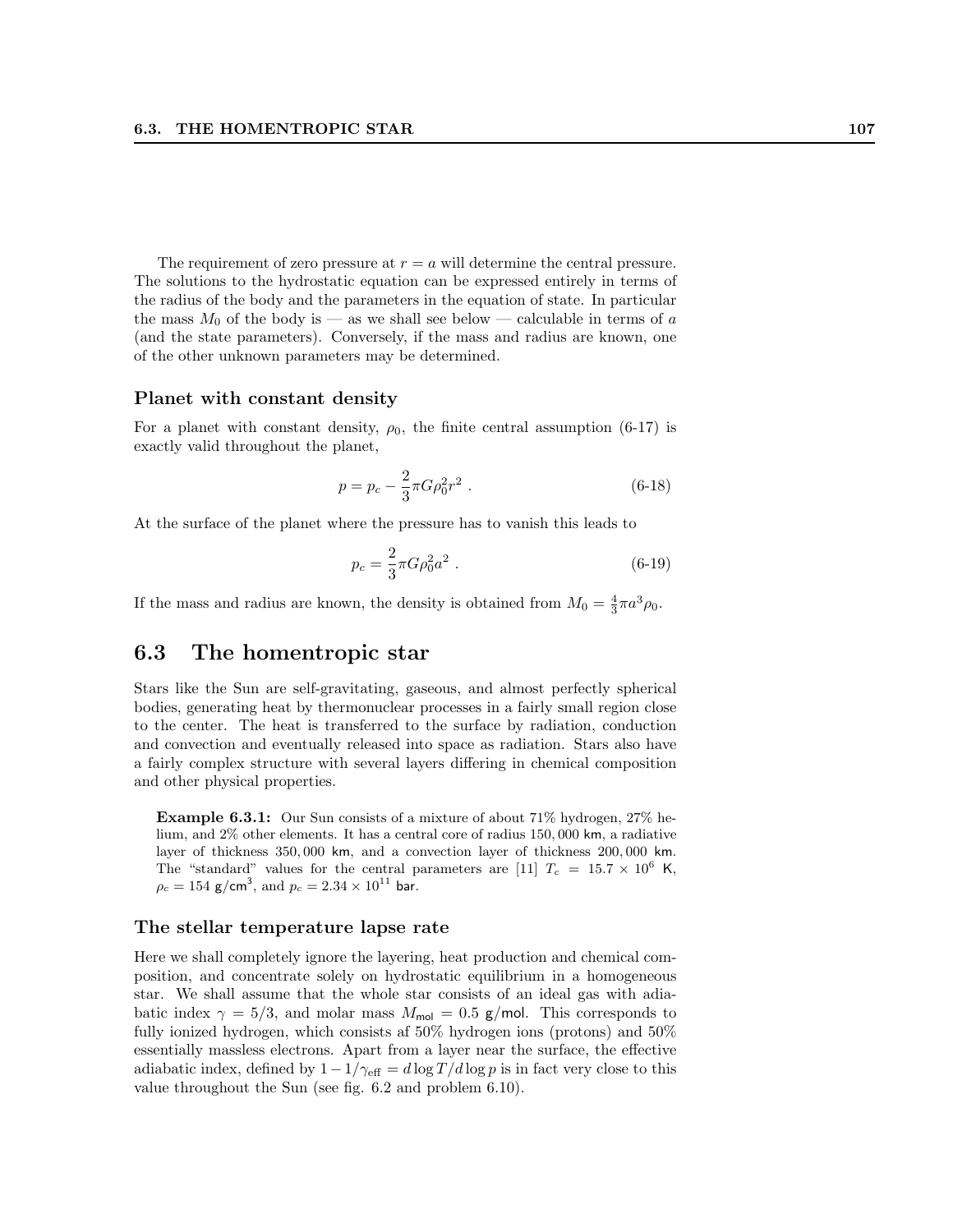The requirement of zero pressure at $r = a$ will determine the central pressure. The solutions to the hydrostatic equation can be expressed entirely in terms of the radius of the body and the parameters in the equation of state. In particular the mass $M_0$ of the body is — as we shall see below — calculable in terms of $a$ (and the state parameters). Conversely, if the mass and radius are known, one of the other unknown parameters may be determined.

### Planet with constant density

For a planet with constant density, $\rho_0$, the finite central assumption (6-17) is exactly valid throughout the planet,

$$p = p_c - \frac{2}{3}\pi G \rho_0^2 r^2 \ . \tag{6-18}$$

At the surface of the planet where the pressure has to vanish this leads to

$$p_c = \frac{2}{3}\pi G \rho_0^2 a^2 \ . \tag{6-19}$$

If the mass and radius are known, the density is obtained from $M_0 = \frac{4}{3}\pi a^3 \rho_0$.

## 6.3 The homentropic star

Stars like the Sun are self-gravitating, gaseous, and almost perfectly spherical bodies, generating heat by thermonuclear processes in a fairly small region close to the center. The heat is transferred to the surface by radiation, conduction and convection and eventually released into space as radiation. Stars also have a fairly complex structure with several layers differing in chemical composition and other physical properties.

> **Example 6.3.1:** Our Sun consists of a mixture of about 71% hydrogen, 27% helium, and 2% other elements. It has a central core of radius 150,000 km, a radiative layer of thickness 350,000 km, and a convection layer of thickness 200,000 km. The "standard" values for the central parameters are [11] $T_c = 15.7 \times 10^6$ K, $\rho_c = 154$ g/cm$^3$, and $p_c = 2.34 \times 10^{11}$ bar.

### The stellar temperature lapse rate

Here we shall completely ignore the layering, heat production and chemical composition, and concentrate solely on hydrostatic equilibrium in a homogeneous star. We shall assume that the whole star consists of an ideal gas with adiabatic index $\gamma = 5/3$, and molar mass $M_{\mathsf{mol}} = 0.5$ g/mol. This corresponds to fully ionized hydrogen, which consists af 50% hydrogen ions (protons) and 50% essentially massless electrons. Apart from a layer near the surface, the effective adiabatic index, defined by $1 - 1/\gamma_{\text{eff}} = d\log T/d\log p$ is in fact very close to this value throughout the Sun (see fig. 6.2 and problem 6.10).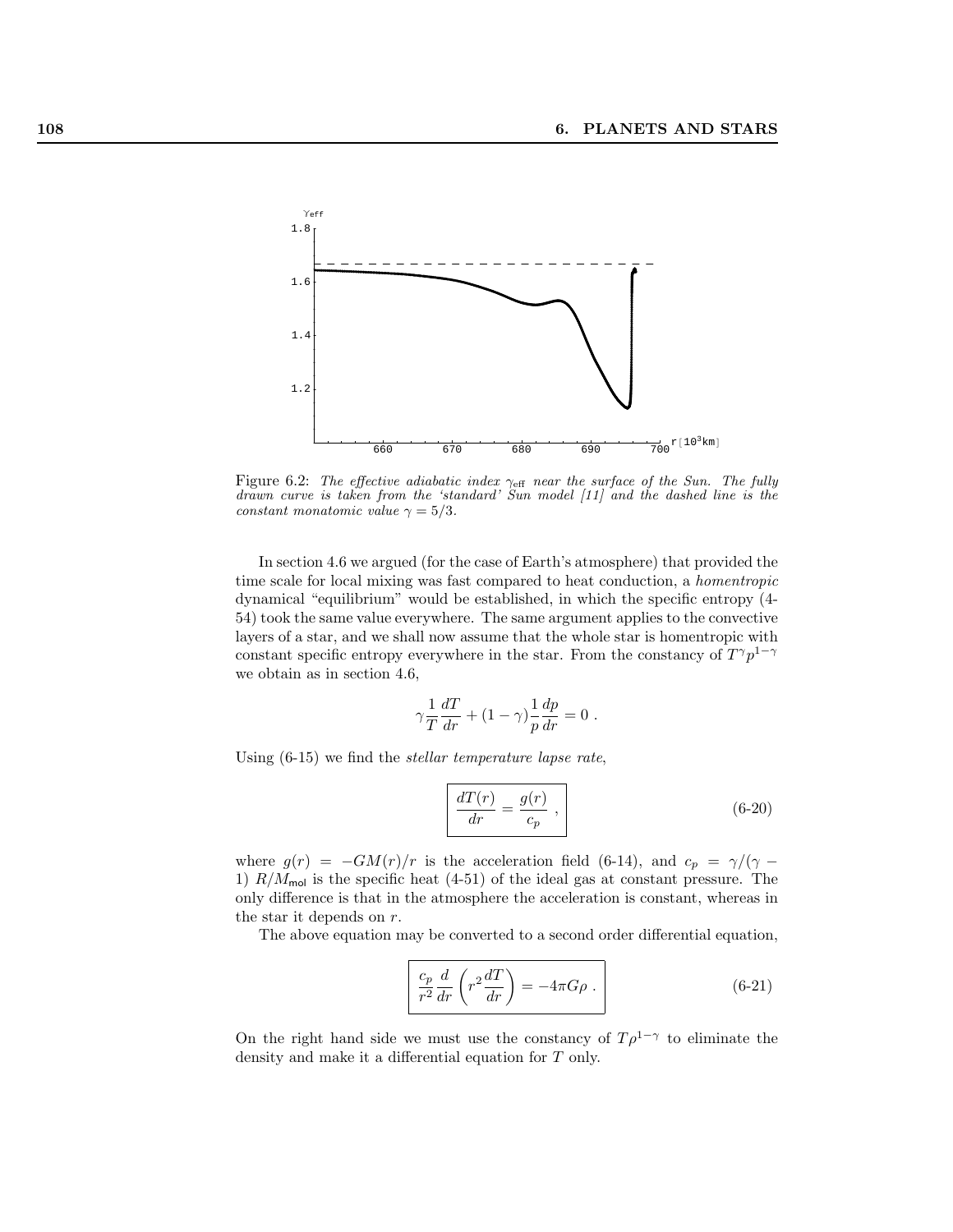Figure 6.2: *The effective adiabatic index $\gamma_{\rm eff}$ near the surface of the Sun. The fully drawn curve is taken from the 'standard' Sun model [11] and the dashed line is the constant monatomic value $\gamma = 5/3$.*

In section 4.6 we argued (for the case of Earth's atmosphere) that provided the time scale for local mixing was fast compared to heat conduction, a *homentropic* dynamical "equilibrium" would be established, in which the specific entropy (4-54) took the same value everywhere. The same argument applies to the convective layers of a star, and we shall now assume that the whole star is homentropic with constant specific entropy everywhere in the star. From the constancy of $T^\gamma p^{1-\gamma}$ we obtain as in section 4.6,

$$\gamma \frac{1}{T}\frac{dT}{dr} + (1-\gamma)\frac{1}{p}\frac{dp}{dr} = 0 \ .$$

Using (6-15) we find the *stellar temperature lapse rate*,

$$\boxed{\frac{dT(r)}{dr} = \frac{g(r)}{c_p}} \ , \tag{6-20}$$

where $g(r) = -GM(r)/r$ is the acceleration field (6-14), and $c_p = \gamma/(\gamma - 1)\ R/M_{\sf mol}$ is the specific heat (4-51) of the ideal gas at constant pressure. The only difference is that in the atmosphere the acceleration is constant, whereas in the star it depends on $r$.

The above equation may be converted to a second order differential equation,

$$\boxed{\frac{c_p}{r^2}\frac{d}{dr}\left(r^2\frac{dT}{dr}\right) = -4\pi G\rho} \ . \tag{6-21}$$

On the right hand side we must use the constancy of $T\rho^{1-\gamma}$ to eliminate the density and make it a differential equation for $T$ only.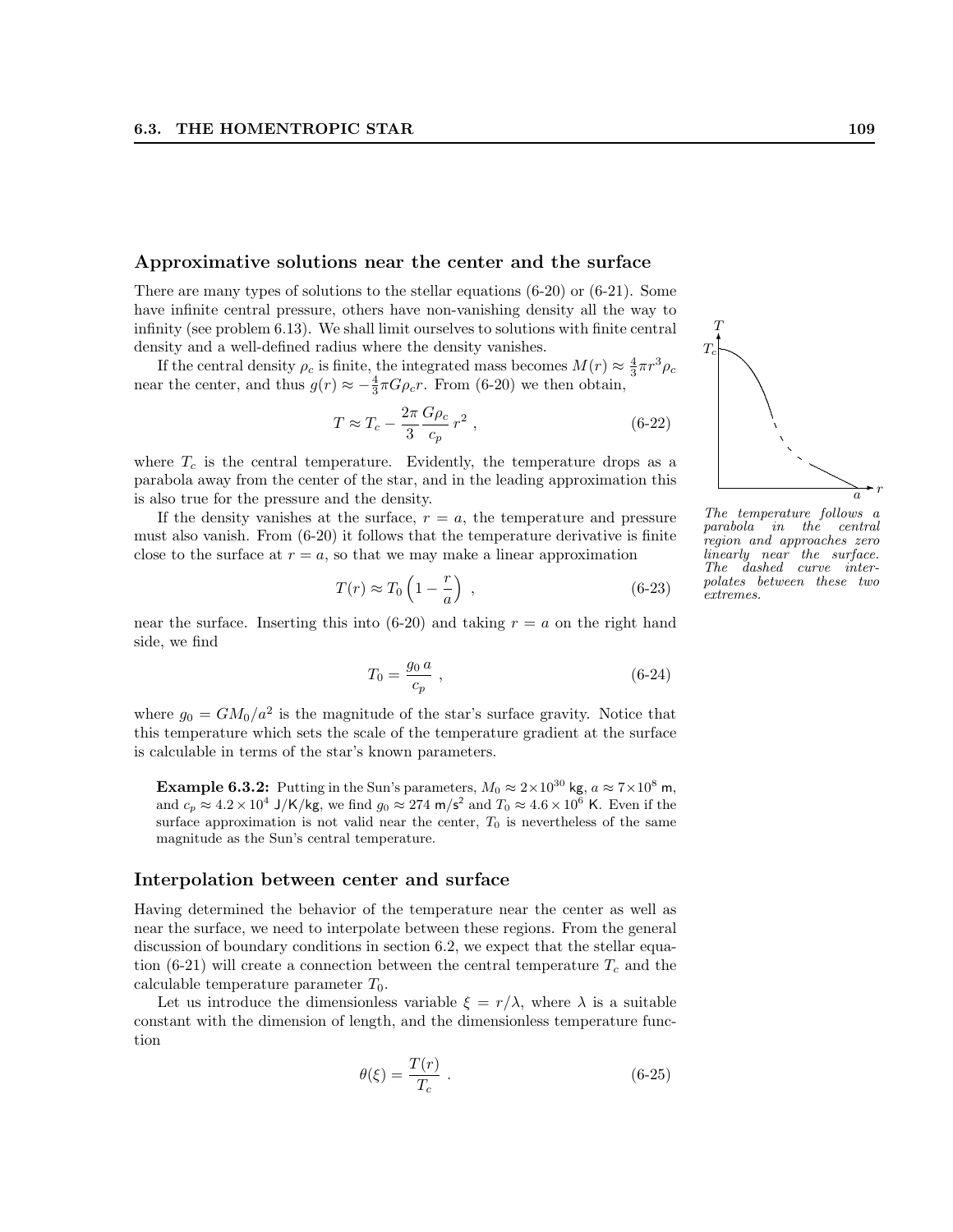## Approximative solutions near the center and the surface

There are many types of solutions to the stellar equations (6-20) or (6-21). Some have infinite central pressure, others have non-vanishing density all the way to infinity (see problem 6.13). We shall limit ourselves to solutions with finite central density and a well-defined radius where the density vanishes.

If the central density $\rho_c$ is finite, the integrated mass becomes $M(r) \approx \frac{4}{3}\pi r^3 \rho_c$ near the center, and thus $g(r) \approx -\frac{4}{3}\pi G \rho_c r$. From (6-20) we then obtain,

$$T \approx T_c - \frac{2\pi}{3}\frac{G\rho_c}{c_p}\, r^2 \ , \tag{6-22}$$

where $T_c$ is the central temperature. Evidently, the temperature drops as a parabola away from the center of the star, and in the leading approximation this is also true for the pressure and the density.

*The temperature follows a parabola in the central region and approaches zero linearly near the surface. The dashed curve interpolates between these two extremes.*

If the density vanishes at the surface, $r = a$, the temperature and pressure must also vanish. From (6-20) it follows that the temperature derivative is finite close to the surface at $r = a$, so that we may make a linear approximation

$$T(r) \approx T_0 \left(1 - \frac{r}{a}\right) \ , \tag{6-23}$$

near the surface. Inserting this into (6-20) and taking $r = a$ on the right hand side, we find

$$T_0 = \frac{g_0\, a}{c_p} \ , \tag{6-24}$$

where $g_0 = GM_0/a^2$ is the magnitude of the star's surface gravity. Notice that this temperature which sets the scale of the temperature gradient at the surface is calculable in terms of the star's known parameters.

**Example 6.3.2:** Putting in the Sun's parameters, $M_0 \approx 2\times10^{30}$ kg, $a \approx 7\times10^{8}$ m, and $c_p \approx 4.2\times10^4$ J/K/kg, we find $g_0 \approx 274$ m/s$^2$ and $T_0 \approx 4.6\times10^6$ K. Even if the surface approximation is not valid near the center, $T_0$ is nevertheless of the same magnitude as the Sun's central temperature.

## Interpolation between center and surface

Having determined the behavior of the temperature near the center as well as near the surface, we need to interpolate between these regions. From the general discussion of boundary conditions in section 6.2, we expect that the stellar equation (6-21) will create a connection between the central temperature $T_c$ and the calculable temperature parameter $T_0$.

Let us introduce the dimensionless variable $\xi = r/\lambda$, where $\lambda$ is a suitable constant with the dimension of length, and the dimensionless temperature function

$$\theta(\xi) = \frac{T(r)}{T_c} \ . \tag{6-25}$$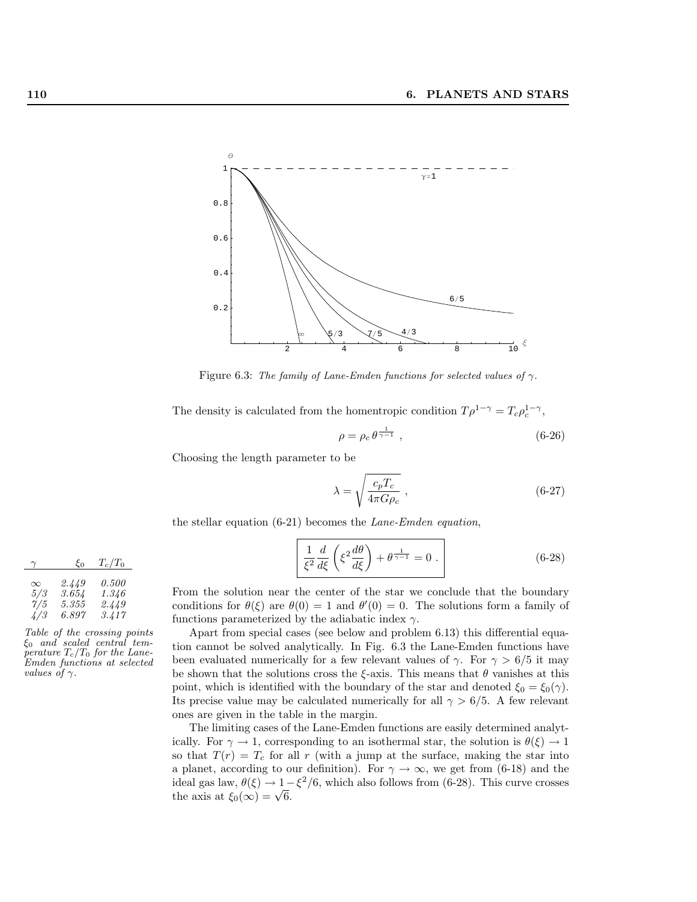Figure 6.3: *The family of Lane-Emden functions for selected values of $\gamma$.*

The density is calculated from the homentropic condition $T\rho^{1-\gamma} = T_c\rho_c^{1-\gamma}$,

$$\rho = \rho_c\, \theta^{\frac{1}{\gamma-1}} \ , \tag{6-26}$$

Choosing the length parameter to be

$$\lambda = \sqrt{\frac{c_p T_c}{4\pi G \rho_c}} \ , \tag{6-27}$$

the stellar equation (6-21) becomes the *Lane-Emden equation*,

$$\boxed{\frac{1}{\xi^2}\frac{d}{d\xi}\left(\xi^2 \frac{d\theta}{d\xi}\right) + \theta^{\frac{1}{\gamma-1}} = 0 \ .} \tag{6-28}$$

| $\gamma$ | $\xi_0$ | $T_c/T_0$ |
|---|---|---|
| $\infty$ | 2.449 | 0.500 |
| 5/3 | 3.654 | 1.346 |
| 7/5 | 5.355 | 2.449 |
| 4/3 | 6.897 | 3.417 |

*Table of the crossing points $\xi_0$ and scaled central temperature $T_c/T_0$ for the Lane-Emden functions at selected values of $\gamma$.*

From the solution near the center of the star we conclude that the boundary conditions for $\theta(\xi)$ are $\theta(0) = 1$ and $\theta'(0) = 0$. The solutions form a family of functions parameterized by the adiabatic index $\gamma$.

Apart from special cases (see below and problem 6.13) this differential equation cannot be solved analytically. In Fig. 6.3 the Lane-Emden functions have been evaluated numerically for a few relevant values of $\gamma$. For $\gamma > 6/5$ it may be shown that the solutions cross the $\xi$-axis. This means that $\theta$ vanishes at this point, which is identified with the boundary of the star and denoted $\xi_0 = \xi_0(\gamma)$. Its precise value may be calculated numerically for all $\gamma > 6/5$. A few relevant ones are given in the table in the margin.

The limiting cases of the Lane-Emden functions are easily determined analytically. For $\gamma \to 1$, corresponding to an isothermal star, the solution is $\theta(\xi) \to 1$ so that $T(r) = T_c$ for all $r$ (with a jump at the surface, making the star into a planet, according to our definition). For $\gamma \to \infty$, we get from (6-18) and the ideal gas law, $\theta(\xi) \to 1 - \xi^2/6$, which also follows from (6-28). This curve crosses the axis at $\xi_0(\infty) = \sqrt{6}$.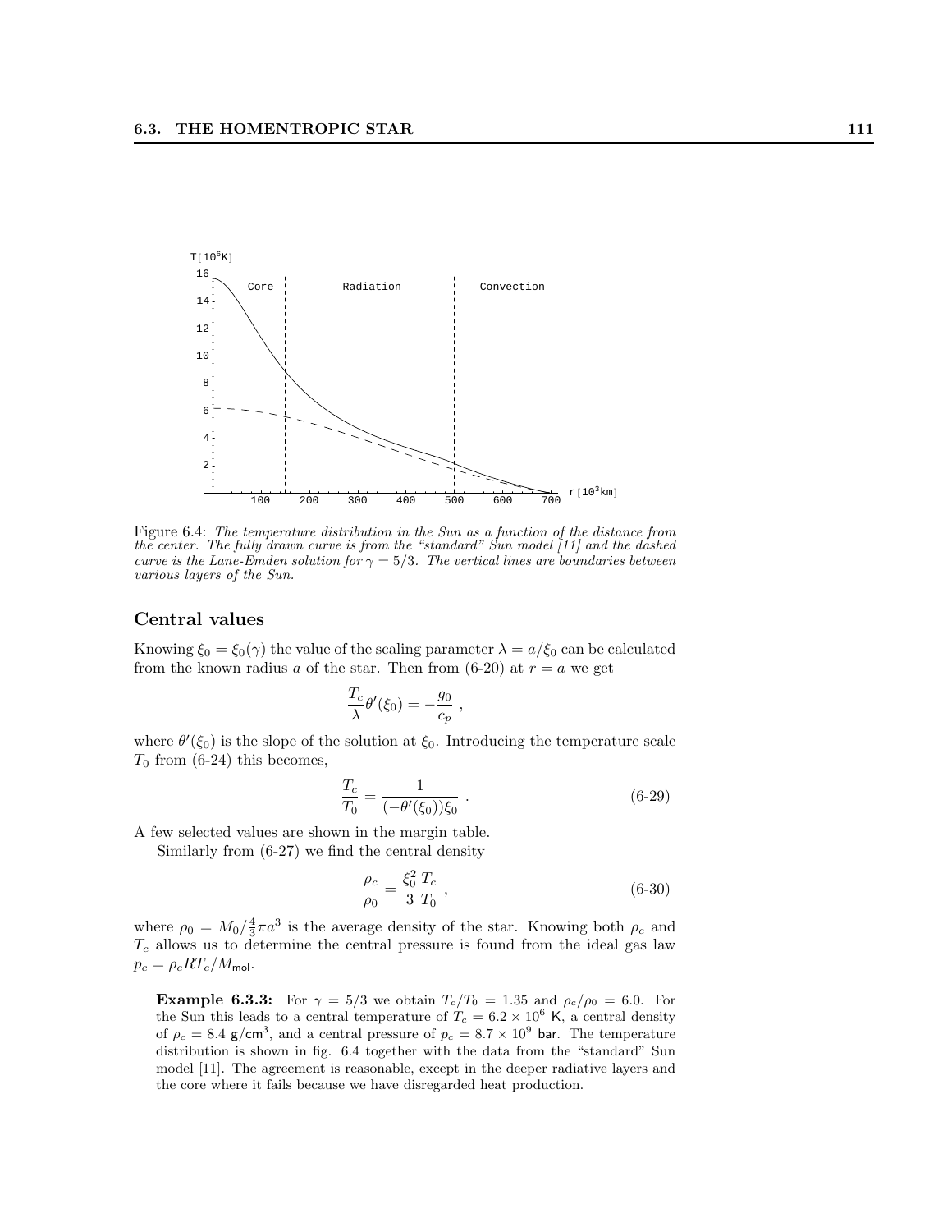Figure 6.4: *The temperature distribution in the Sun as a function of the distance from the center. The fully drawn curve is from the "standard" Sun model [11] and the dashed curve is the Lane-Emden solution for $\gamma = 5/3$. The vertical lines are boundaries between various layers of the Sun.*

## Central values

Knowing $\xi_0 = \xi_0(\gamma)$ the value of the scaling parameter $\lambda = a/\xi_0$ can be calculated from the known radius $a$ of the star. Then from (6-20) at $r = a$ we get

$$\frac{T_c}{\lambda}\theta'(\xi_0) = -\frac{g_0}{c_p} ,$$

where $\theta'(\xi_0)$ is the slope of the solution at $\xi_0$. Introducing the temperature scale $T_0$ from (6-24) this becomes,

$$\frac{T_c}{T_0} = \frac{1}{(-\theta'(\xi_0))\xi_0} . \tag{6-29}$$

A few selected values are shown in the margin table.

Similarly from (6-27) we find the central density

$$\frac{\rho_c}{\rho_0} = \frac{\xi_0^2}{3}\frac{T_c}{T_0} , \tag{6-30}$$

where $\rho_0 = M_0/\frac{4}{3}\pi a^3$ is the average density of the star. Knowing both $\rho_c$ and $T_c$ allows us to determine the central pressure is found from the ideal gas law $p_c = \rho_c R T_c / M_{\mathsf{mol}}$.

**Example 6.3.3:** For $\gamma = 5/3$ we obtain $T_c/T_0 = 1.35$ and $\rho_c/\rho_0 = 6.0$. For the Sun this leads to a central temperature of $T_c = 6.2 \times 10^6$ K, a central density of $\rho_c = 8.4$ g/cm$^3$, and a central pressure of $p_c = 8.7 \times 10^9$ bar. The temperature distribution is shown in fig. 6.4 together with the data from the "standard" Sun model [11]. The agreement is reasonable, except in the deeper radiative layers and the core where it fails because we have disregarded heat production.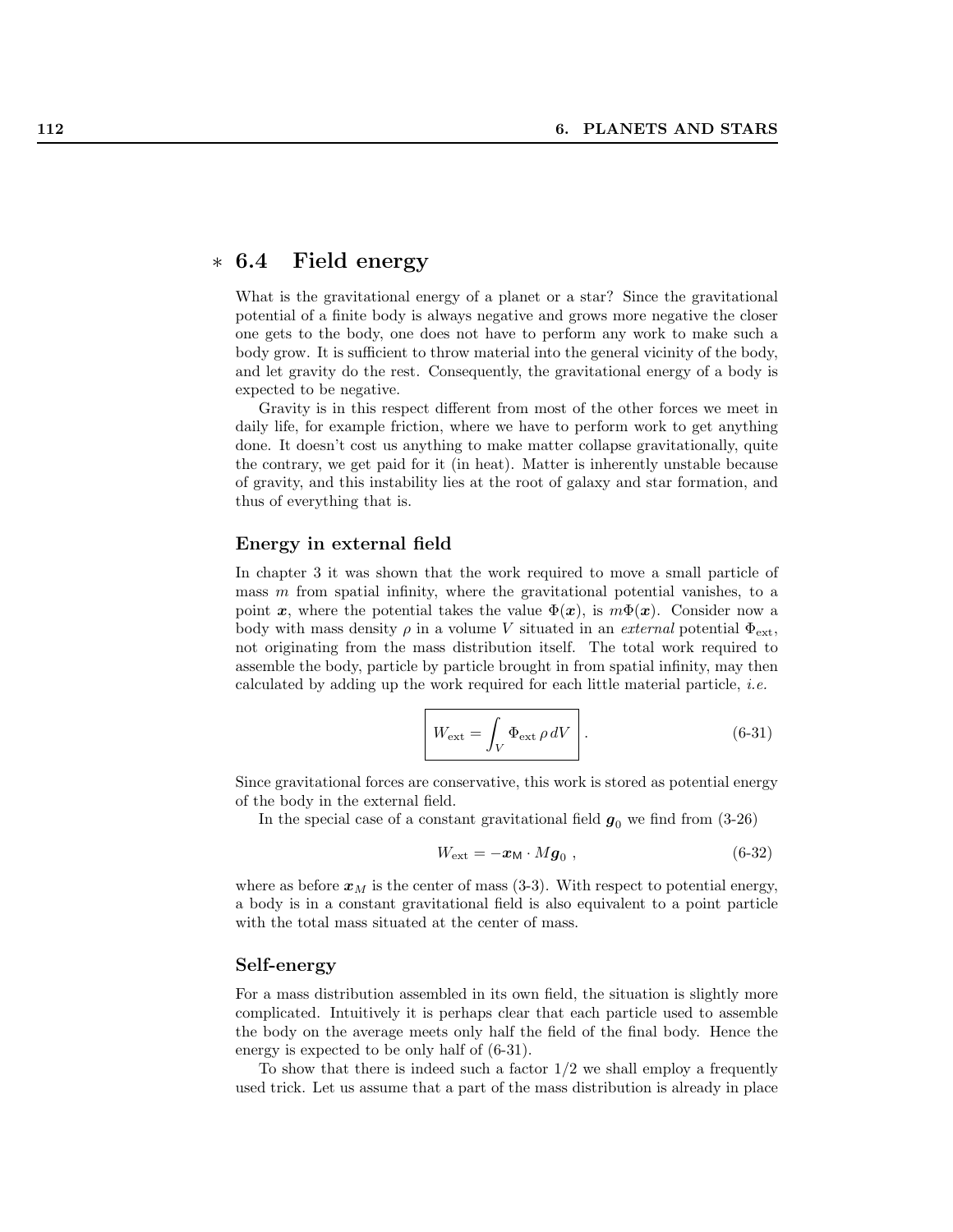## ∗ 6.4 Field energy

What is the gravitational energy of a planet or a star? Since the gravitational potential of a finite body is always negative and grows more negative the closer one gets to the body, one does not have to perform any work to make such a body grow. It is sufficient to throw material into the general vicinity of the body, and let gravity do the rest. Consequently, the gravitational energy of a body is expected to be negative.

Gravity is in this respect different from most of the other forces we meet in daily life, for example friction, where we have to perform work to get anything done. It doesn't cost us anything to make matter collapse gravitationally, quite the contrary, we get paid for it (in heat). Matter is inherently unstable because of gravity, and this instability lies at the root of galaxy and star formation, and thus of everything that is.

### Energy in external field

In chapter 3 it was shown that the work required to move a small particle of mass $m$ from spatial infinity, where the gravitational potential vanishes, to a point $\boldsymbol{x}$, where the potential takes the value $\Phi(\boldsymbol{x})$, is $m\Phi(\boldsymbol{x})$. Consider now a body with mass density $\rho$ in a volume $V$ situated in an *external* potential $\Phi_{\text{ext}}$, not originating from the mass distribution itself. The total work required to assemble the body, particle by particle brought in from spatial infinity, may then calculated by adding up the work required for each little material particle, *i.e.*

$$\boxed{W_{\text{ext}} = \int_V \Phi_{\text{ext}}\, \rho\, dV} \quad . \tag{6-31}$$

Since gravitational forces are conservative, this work is stored as potential energy of the body in the external field.

In the special case of a constant gravitational field $\boldsymbol{g}_0$ we find from (3-26)

$$W_{\text{ext}} = -\boldsymbol{x}_{\mathsf{M}} \cdot M\boldsymbol{g}_0 \ , \tag{6-32}$$

where as before $\boldsymbol{x}_M$ is the center of mass (3-3). With respect to potential energy, a body is in a constant gravitational field is also equivalent to a point particle with the total mass situated at the center of mass.

### Self-energy

For a mass distribution assembled in its own field, the situation is slightly more complicated. Intuitively it is perhaps clear that each particle used to assemble the body on the average meets only half the field of the final body. Hence the energy is expected to be only half of (6-31).

To show that there is indeed such a factor $1/2$ we shall employ a frequently used trick. Let us assume that a part of the mass distribution is already in place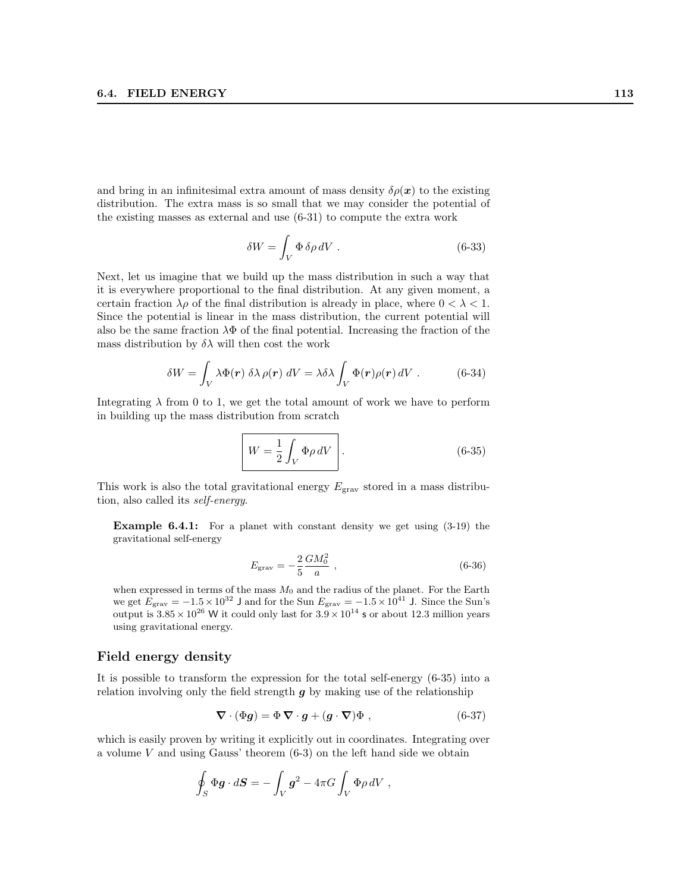and bring in an infinitesimal extra amount of mass density $\delta\rho(\boldsymbol{x})$ to the existing distribution. The extra mass is so small that we may consider the potential of the existing masses as external and use (6-31) to compute the extra work

$$\delta W = \int_V \Phi \, \delta\rho \, dV \ . \tag{6-33}$$

Next, let us imagine that we build up the mass distribution in such a way that it is everywhere proportional to the final distribution. At any given moment, a certain fraction $\lambda\rho$ of the final distribution is already in place, where $0 < \lambda < 1$. Since the potential is linear in the mass distribution, the current potential will also be the same fraction $\lambda\Phi$ of the final potential. Increasing the fraction of the mass distribution by $\delta\lambda$ will then cost the work

$$\delta W = \int_V \lambda\Phi(\boldsymbol{r}) \; \delta\lambda \, \rho(\boldsymbol{r}) \; dV = \lambda\delta\lambda \int_V \Phi(\boldsymbol{r})\rho(\boldsymbol{r}) \, dV \ . \tag{6-34}$$

Integrating $\lambda$ from 0 to 1, we get the total amount of work we have to perform in building up the mass distribution from scratch

$$\boxed{W = \frac{1}{2}\int_V \Phi\rho \, dV} \ . \tag{6-35}$$

This work is also the total gravitational energy $E_{\rm grav}$ stored in a mass distribution, also called its *self-energy*.

**Example 6.4.1:** For a planet with constant density we get using (3-19) the gravitational self-energy

$$E_{\rm grav} = -\frac{2}{5}\frac{GM_0^2}{a} \ , \tag{6-36}$$

when expressed in terms of the mass $M_0$ and the radius of the planet. For the Earth we get $E_{\rm grav} = -1.5 \times 10^{32}$ J and for the Sun $E_{\rm grav} = -1.5 \times 10^{41}$ J. Since the Sun's output is $3.85 \times 10^{26}$ W it could only last for $3.9 \times 10^{14}$ s or about 12.3 million years using gravitational energy.

## Field energy density

It is possible to transform the expression for the total self-energy (6-35) into a relation involving only the field strength $\boldsymbol{g}$ by making use of the relationship

$$\boldsymbol{\nabla} \cdot (\Phi\boldsymbol{g}) = \Phi \, \boldsymbol{\nabla} \cdot \boldsymbol{g} + (\boldsymbol{g} \cdot \boldsymbol{\nabla})\Phi \ , \tag{6-37}$$

which is easily proven by writing it explicitly out in coordinates. Integrating over a volume $V$ and using Gauss' theorem (6-3) on the left hand side we obtain

$$\oint_S \Phi\boldsymbol{g} \cdot d\boldsymbol{S} = -\int_V \boldsymbol{g}^2 - 4\pi G \int_V \Phi\rho \, dV \ ,$$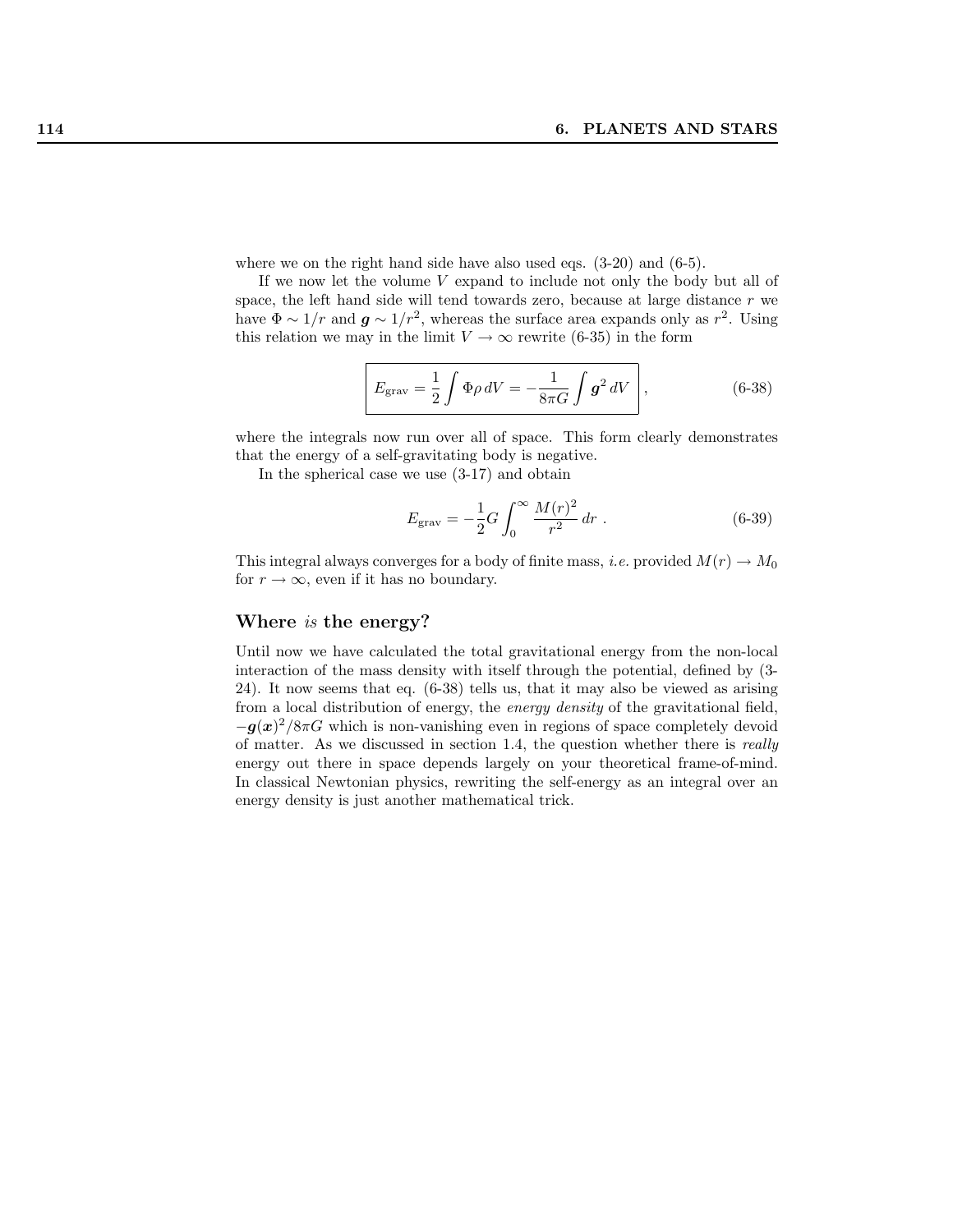where we on the right hand side have also used eqs. (3-20) and (6-5).

If we now let the volume $V$ expand to include not only the body but all of space, the left hand side will tend towards zero, because at large distance $r$ we have $\Phi \sim 1/r$ and $\boldsymbol{g} \sim 1/r^2$, whereas the surface area expands only as $r^2$. Using this relation we may in the limit $V \to \infty$ rewrite (6-35) in the form

$$\boxed{E_{\text{grav}} = \frac{1}{2} \int \Phi \rho \, dV = -\frac{1}{8\pi G} \int \boldsymbol{g}^2 \, dV} \,, \tag{6-38}$$

where the integrals now run over all of space. This form clearly demonstrates that the energy of a self-gravitating body is negative.

In the spherical case we use (3-17) and obtain

$$E_{\text{grav}} = -\frac{1}{2} G \int_0^\infty \frac{M(r)^2}{r^2} \, dr \,. \tag{6-39}$$

This integral always converges for a body of finite mass, *i.e.* provided $M(r) \to M_0$ for $r \to \infty$, even if it has no boundary.

### Where *is* the energy?

Until now we have calculated the total gravitational energy from the non-local interaction of the mass density with itself through the potential, defined by (3-24). It now seems that eq. (6-38) tells us, that it may also be viewed as arising from a local distribution of energy, the *energy density* of the gravitational field, $-\boldsymbol{g}(\boldsymbol{x})^2/8\pi G$ which is non-vanishing even in regions of space completely devoid of matter. As we discussed in section 1.4, the question whether there is *really* energy out there in space depends largely on your theoretical frame-of-mind. In classical Newtonian physics, rewriting the self-energy as an integral over an energy density is just another mathematical trick.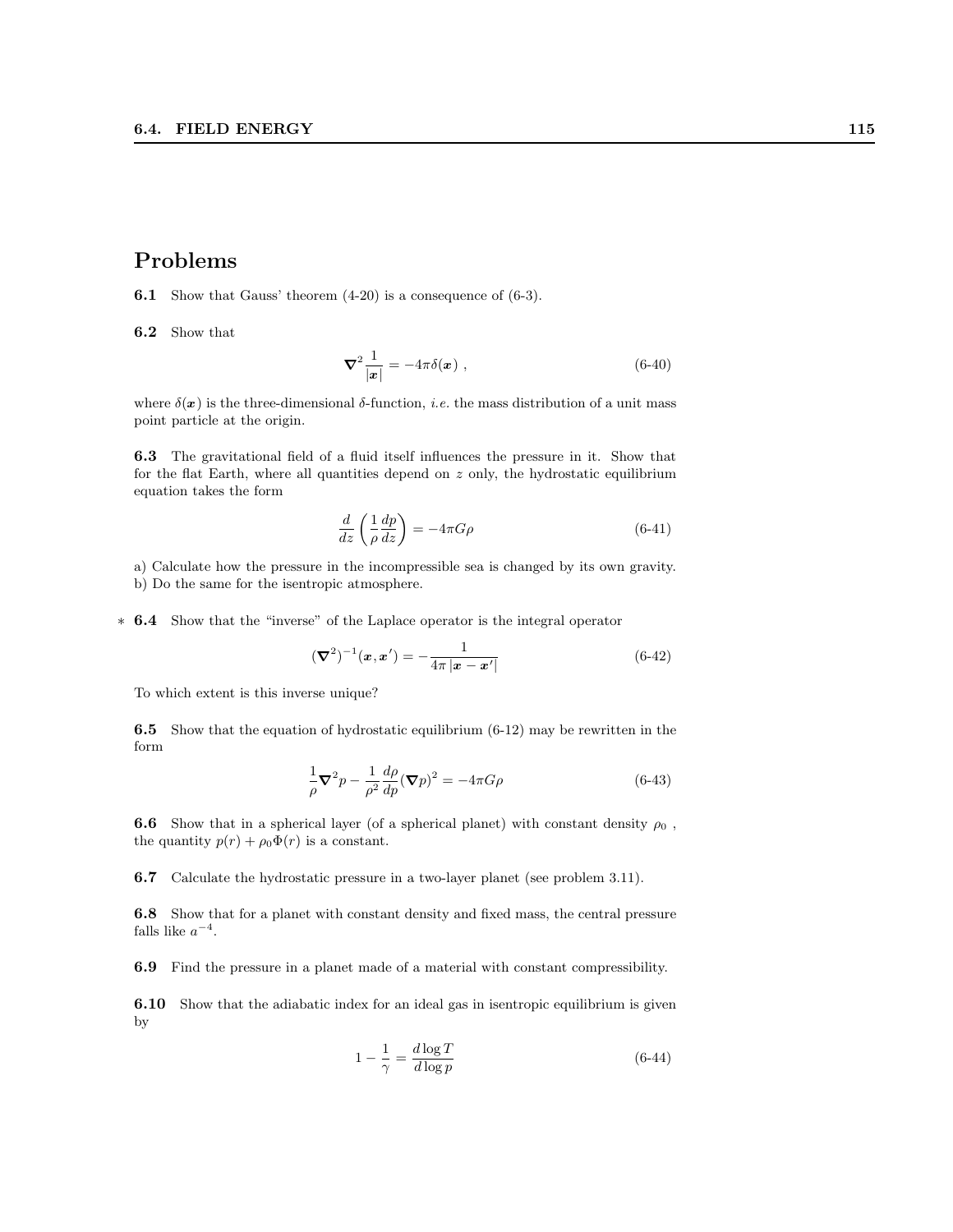## Problems

**6.1** Show that Gauss' theorem (4-20) is a consequence of (6-3).

**6.2** Show that

$$\nabla^2 \frac{1}{|\boldsymbol{x}|} = -4\pi\delta(\boldsymbol{x}) \,, \tag{6-40}$$

where $\delta(\boldsymbol{x})$ is the three-dimensional $\delta$-function, *i.e.* the mass distribution of a unit mass point particle at the origin.

**6.3** The gravitational field of a fluid itself influences the pressure in it. Show that for the flat Earth, where all quantities depend on $z$ only, the hydrostatic equilibrium equation takes the form

$$\frac{d}{dz}\left(\frac{1}{\rho}\frac{dp}{dz}\right) = -4\pi G\rho \tag{6-41}$$

a) Calculate how the pressure in the incompressible sea is changed by its own gravity.
b) Do the same for the isentropic atmosphere.

\* **6.4** Show that the "inverse" of the Laplace operator is the integral operator

$$(\nabla^2)^{-1}(\boldsymbol{x}, \boldsymbol{x}') = -\frac{1}{4\pi\,|\boldsymbol{x} - \boldsymbol{x}'|} \tag{6-42}$$

To which extent is this inverse unique?

**6.5** Show that the equation of hydrostatic equilibrium (6-12) may be rewritten in the form

$$\frac{1}{\rho}\nabla^2 p - \frac{1}{\rho^2}\frac{d\rho}{dp}(\nabla p)^2 = -4\pi G\rho \tag{6-43}$$

**6.6** Show that in a spherical layer (of a spherical planet) with constant density $\rho_0$ , the quantity $p(r) + \rho_0\Phi(r)$ is a constant.

**6.7** Calculate the hydrostatic pressure in a two-layer planet (see problem 3.11).

**6.8** Show that for a planet with constant density and fixed mass, the central pressure falls like $a^{-4}$.

**6.9** Find the pressure in a planet made of a material with constant compressibility.

**6.10** Show that the adiabatic index for an ideal gas in isentropic equilibrium is given by

$$1 - \frac{1}{\gamma} = \frac{d\log T}{d\log p} \tag{6-44}$$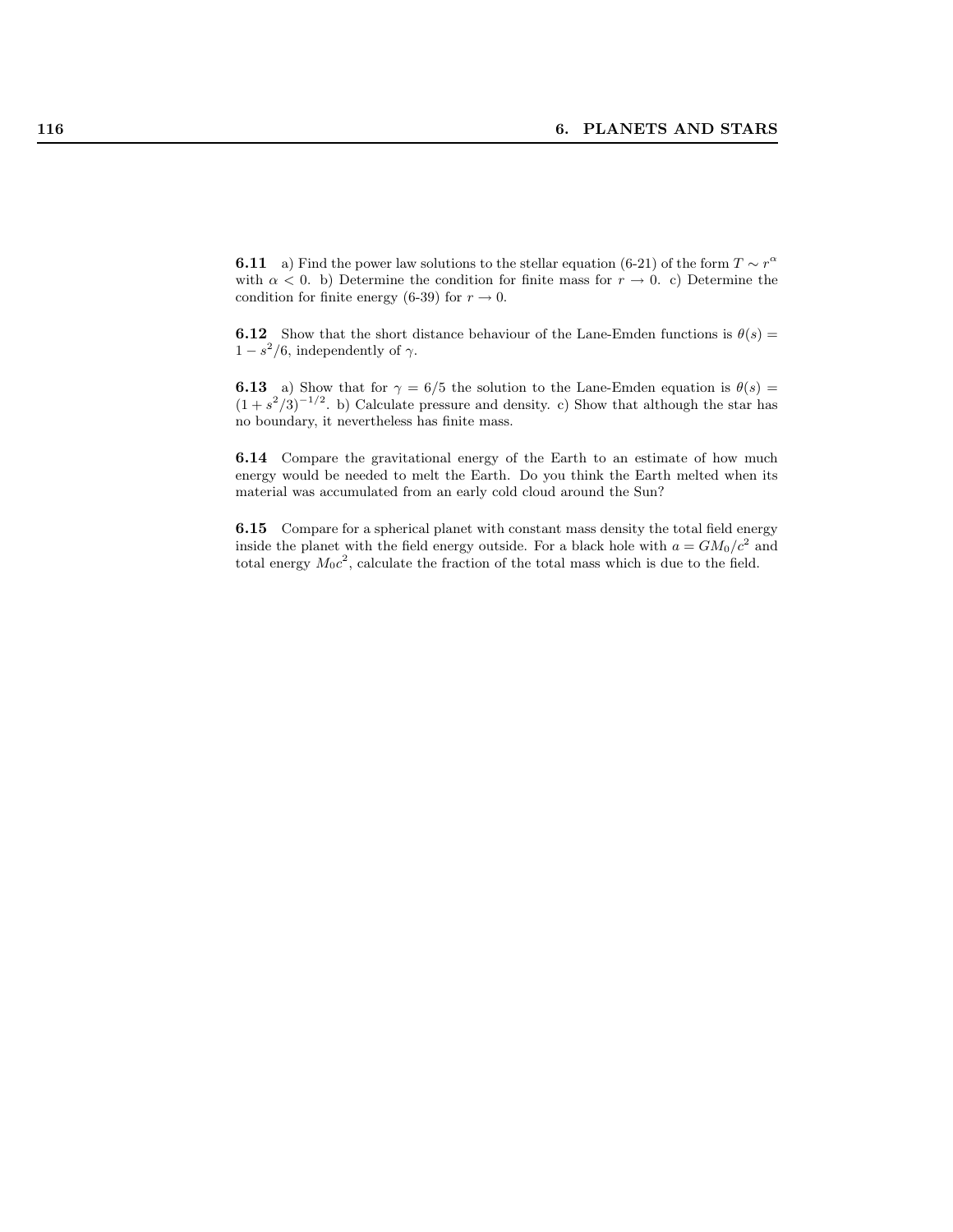**6.11** a) Find the power law solutions to the stellar equation (6-21) of the form $T \sim r^\alpha$ with $\alpha < 0$. b) Determine the condition for finite mass for $r \to 0$. c) Determine the condition for finite energy (6-39) for $r \to 0$.

**6.12** Show that the short distance behaviour of the Lane-Emden functions is $\theta(s) = 1 - s^2/6$, independently of $\gamma$.

**6.13** a) Show that for $\gamma = 6/5$ the solution to the Lane-Emden equation is $\theta(s) = (1 + s^2/3)^{-1/2}$. b) Calculate pressure and density. c) Show that although the star has no boundary, it nevertheless has finite mass.

**6.14** Compare the gravitational energy of the Earth to an estimate of how much energy would be needed to melt the Earth. Do you think the Earth melted when its material was accumulated from an early cold cloud around the Sun?

**6.15** Compare for a spherical planet with constant mass density the total field energy inside the planet with the field energy outside. For a black hole with $a = GM_0/c^2$ and total energy $M_0 c^2$, calculate the fraction of the total mass which is due to the field.